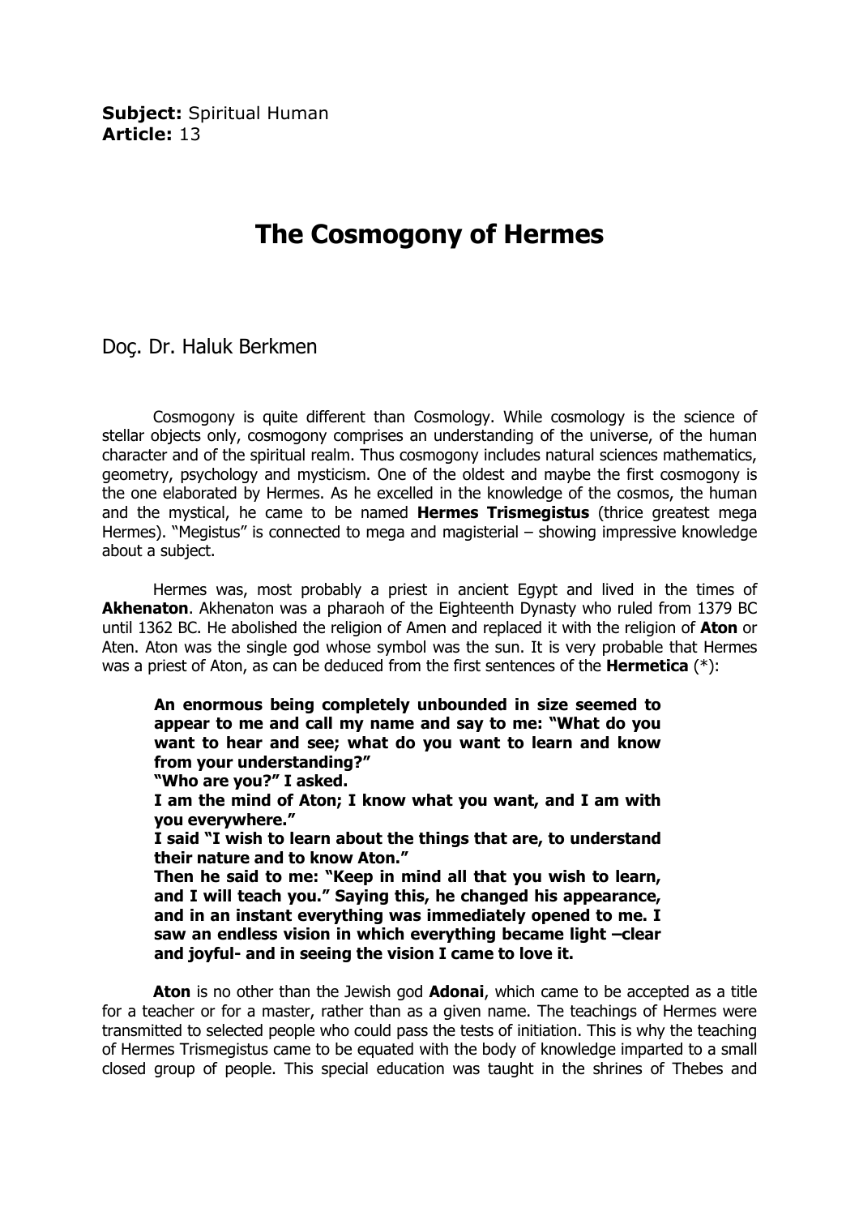**Subject:** Spiritual Human
**Article:** 13

# The Cosmogony of Hermes

Doç. Dr. Haluk Berkmen

Cosmogony is quite different than Cosmology. While cosmology is the science of stellar objects only, cosmogony comprises an understanding of the universe, of the human character and of the spiritual realm. Thus cosmogony includes natural sciences mathematics, geometry, psychology and mysticism. One of the oldest and maybe the first cosmogony is the one elaborated by Hermes. As he excelled in the knowledge of the cosmos, the human and the mystical, he came to be named **Hermes Trismegistus** (thrice greatest mega Hermes). "Megistus" is connected to mega and magisterial – showing impressive knowledge about a subject.

Hermes was, most probably a priest in ancient Egypt and lived in the times of **Akhenaton**. Akhenaton was a pharaoh of the Eighteenth Dynasty who ruled from 1379 BC until 1362 BC. He abolished the religion of Amen and replaced it with the religion of **Aton** or Aten. Aton was the single god whose symbol was the sun. It is very probable that Hermes was a priest of Aton, as can be deduced from the first sentences of the **Hermetica** (*):

> **An enormous being completely unbounded in size seemed to appear to me and call my name and say to me: "What do you want to hear and see; what do you want to learn and know from your understanding?"**
> **"Who are you?" I asked.**
> **I am the mind of Aton; I know what you want, and I am with you everywhere."**
> **I said "I wish to learn about the things that are, to understand their nature and to know Aton."**
> **Then he said to me: "Keep in mind all that you wish to learn, and I will teach you." Saying this, he changed his appearance, and in an instant everything was immediately opened to me. I saw an endless vision in which everything became light –clear and joyful- and in seeing the vision I came to love it.**

**Aton** is no other than the Jewish god **Adonai**, which came to be accepted as a title for a teacher or for a master, rather than as a given name. The teachings of Hermes were transmitted to selected people who could pass the tests of initiation. This is why the teaching of Hermes Trismegistus came to be equated with the body of knowledge imparted to a small closed group of people. This special education was taught in the shrines of Thebes and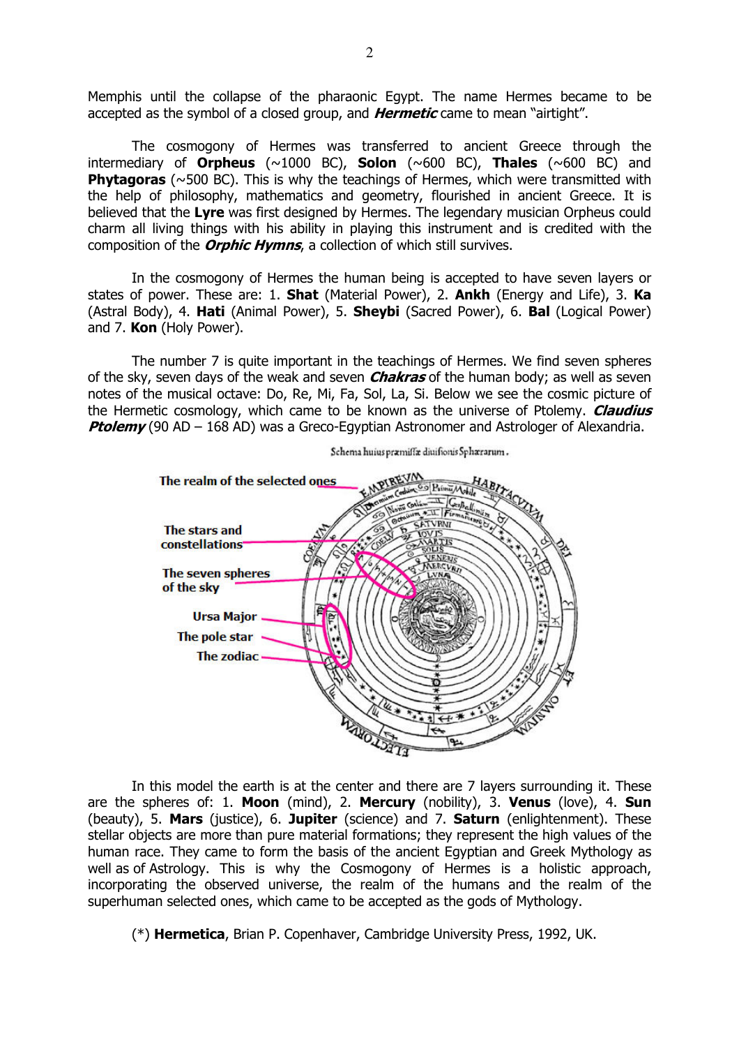Memphis until the collapse of the pharaonic Egypt. The name Hermes became to be accepted as the symbol of a closed group, and ***Hermetic*** came to mean "airtight".

The cosmogony of Hermes was transferred to ancient Greece through the intermediary of **Orpheus** (~1000 BC), **Solon** (~600 BC), **Thales** (~600 BC) and **Phytagoras** (~500 BC). This is why the teachings of Hermes, which were transmitted with the help of philosophy, mathematics and geometry, flourished in ancient Greece. It is believed that the **Lyre** was first designed by Hermes. The legendary musician Orpheus could charm all living things with his ability in playing this instrument and is credited with the composition of the ***Orphic Hymns***, a collection of which still survives.

In the cosmogony of Hermes the human being is accepted to have seven layers or states of power. These are: 1. **Shat** (Material Power), 2. **Ankh** (Energy and Life), 3. **Ka** (Astral Body), 4. **Hati** (Animal Power), 5. **Sheybi** (Sacred Power), 6. **Bal** (Logical Power) and 7. **Kon** (Holy Power).

The number 7 is quite important in the teachings of Hermes. We find seven spheres of the sky, seven days of the weak and seven ***Chakras*** of the human body; as well as seven notes of the musical octave: Do, Re, Mi, Fa, Sol, La, Si. Below we see the cosmic picture of the Hermetic cosmology, which came to be known as the universe of Ptolemy. ***Claudius Ptolemy*** (90 AD – 168 AD) was a Greco-Egyptian Astronomer and Astrologer of Alexandria.

Schema huius præmissæ diuisionis Sphærarum.

The realm of the selected ones

The stars and constellations

The seven spheres of the sky

Ursa Major

The pole star

The zodiac

In this model the earth is at the center and there are 7 layers surrounding it. These are the spheres of: 1. **Moon** (mind), 2. **Mercury** (nobility), 3. **Venus** (love), 4. **Sun** (beauty), 5. **Mars** (justice), 6. **Jupiter** (science) and 7. **Saturn** (enlightenment). These stellar objects are more than pure material formations; they represent the high values of the human race. They came to form the basis of the ancient Egyptian and Greek Mythology as well as of Astrology. This is why the Cosmogony of Hermes is a holistic approach, incorporating the observed universe, the realm of the humans and the realm of the superhuman selected ones, which came to be accepted as the gods of Mythology.

(*) **Hermetica**, Brian P. Copenhaver, Cambridge University Press, 1992, UK.